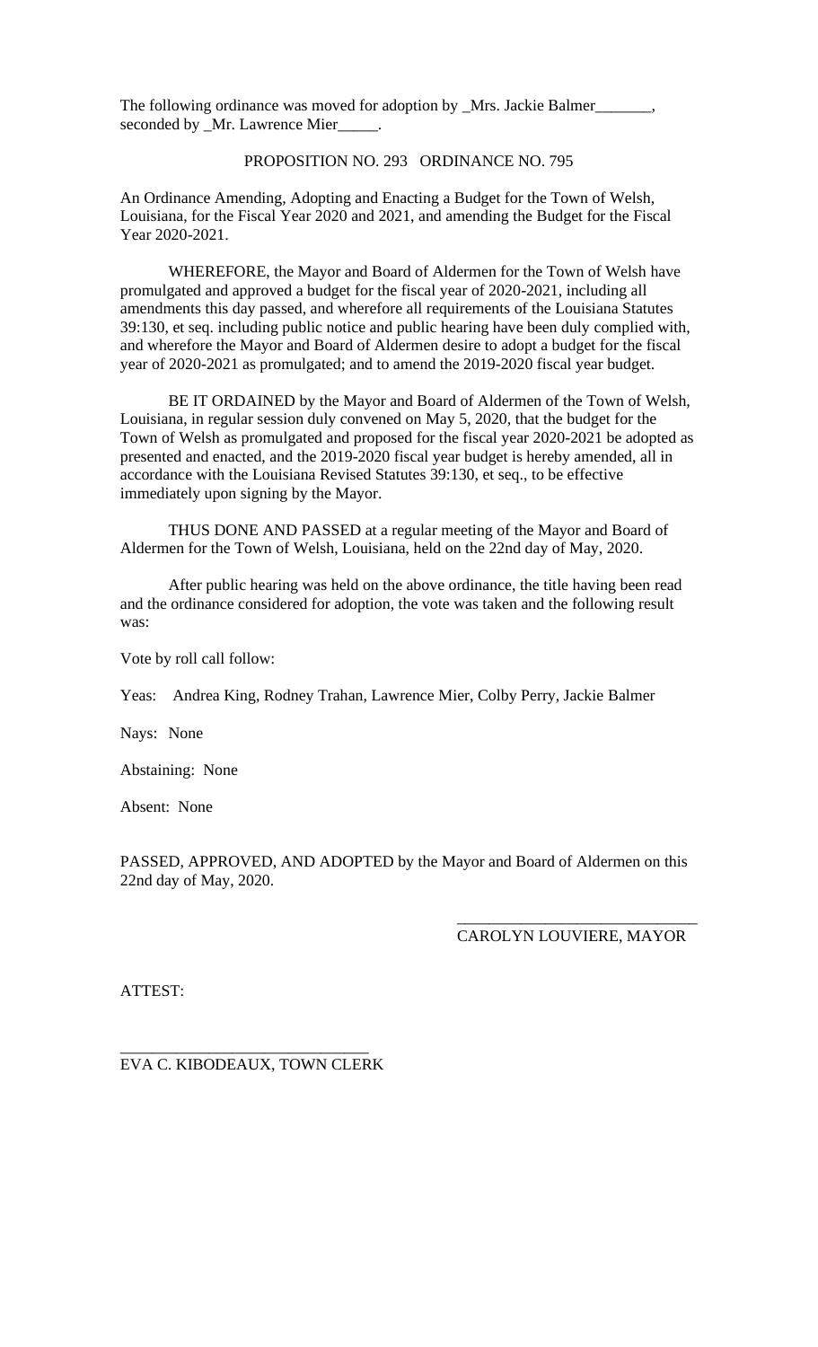The following ordinance was moved for adoption by _Mrs. Jackie Balmer_______, seconded by _Mr. Lawrence Mier_____.

PROPOSITION NO. 293   ORDINANCE NO. 795

An Ordinance Amending, Adopting and Enacting a Budget for the Town of Welsh, Louisiana, for the Fiscal Year 2020 and 2021, and amending the Budget for the Fiscal Year 2020-2021.

WHEREFORE, the Mayor and Board of Aldermen for the Town of Welsh have promulgated and approved a budget for the fiscal year of 2020-2021, including all amendments this day passed, and wherefore all requirements of the Louisiana Statutes 39:130, et seq. including public notice and public hearing have been duly complied with, and wherefore the Mayor and Board of Aldermen desire to adopt a budget for the fiscal year of 2020-2021 as promulgated; and to amend the 2019-2020 fiscal year budget.

BE IT ORDAINED by the Mayor and Board of Aldermen of the Town of Welsh, Louisiana, in regular session duly convened on May 5, 2020, that the budget for the Town of Welsh as promulgated and proposed for the fiscal year 2020-2021 be adopted as presented and enacted, and the 2019-2020 fiscal year budget is hereby amended, all in accordance with the Louisiana Revised Statutes 39:130, et seq., to be effective immediately upon signing by the Mayor.

THUS DONE AND PASSED at a regular meeting of the Mayor and Board of Aldermen for the Town of Welsh, Louisiana, held on the 22nd day of May, 2020.

After public hearing was held on the above ordinance, the title having been read and the ordinance considered for adoption, the vote was taken and the following result was:

Vote by roll call follow:

Yeas: Andrea King, Rodney Trahan, Lawrence Mier, Colby Perry, Jackie Balmer

Nays: None

Abstaining: None

Absent: None

PASSED, APPROVED, AND ADOPTED by the Mayor and Board of Aldermen on this 22nd day of May, 2020.

\_\_\_\_\_\_\_\_\_\_\_\_\_\_\_\_\_\_\_\_\_\_\_\_\_\_\_\_\_\_
CAROLYN LOUVIERE, MAYOR

ATTEST:

\_\_\_\_\_\_\_\_\_\_\_\_\_\_\_\_\_\_\_\_\_\_\_\_\_\_\_\_\_\_
EVA C. KIBODEAUX, TOWN CLERK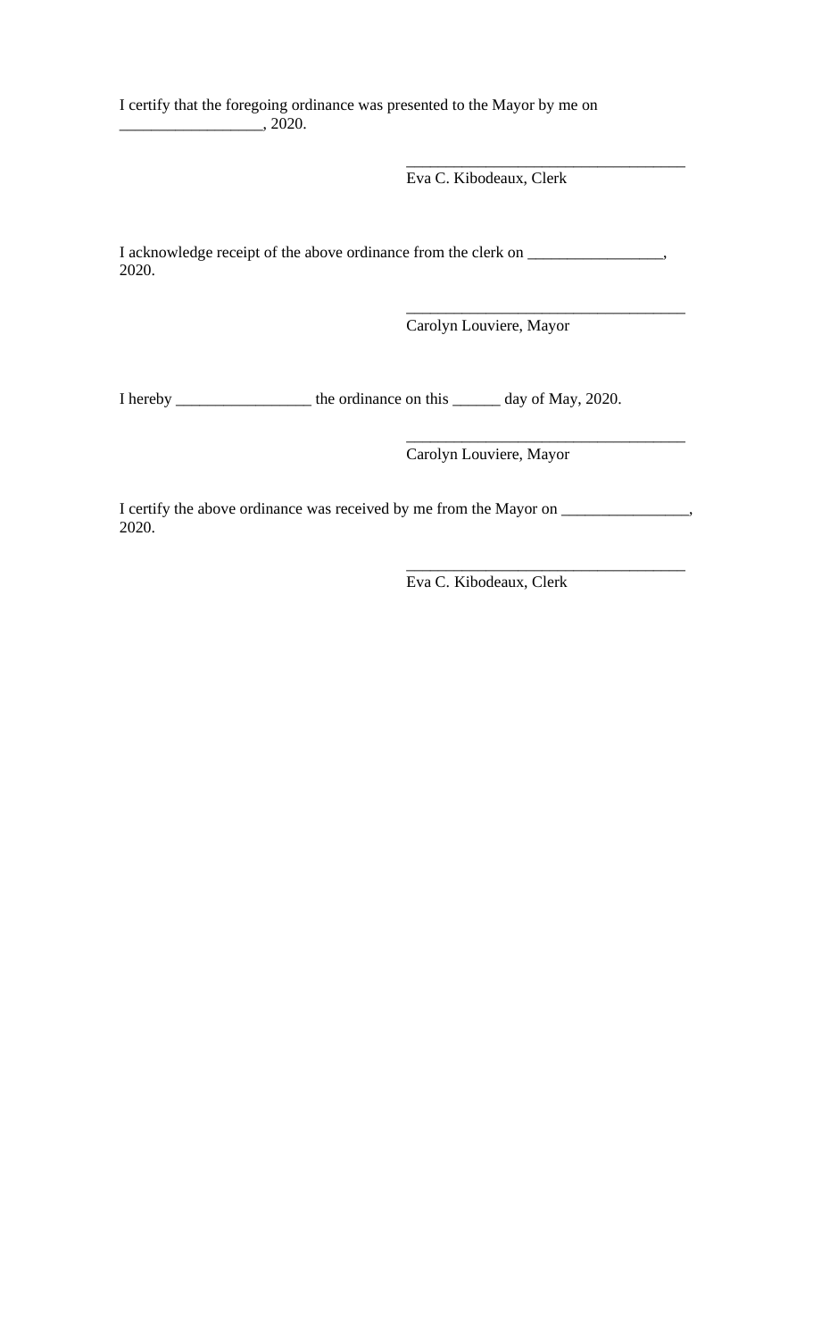I certify that the foregoing ordinance was presented to the Mayor by me on __________________, 2020.

___________________________________
Eva C. Kibodeaux, Clerk

I acknowledge receipt of the above ordinance from the clerk on _________________, 2020.

___________________________________
Carolyn Louviere, Mayor

I hereby _________________ the ordinance on this ______ day of May, 2020.

___________________________________
Carolyn Louviere, Mayor

I certify the above ordinance was received by me from the Mayor on ________________, 2020.

___________________________________
Eva C. Kibodeaux, Clerk